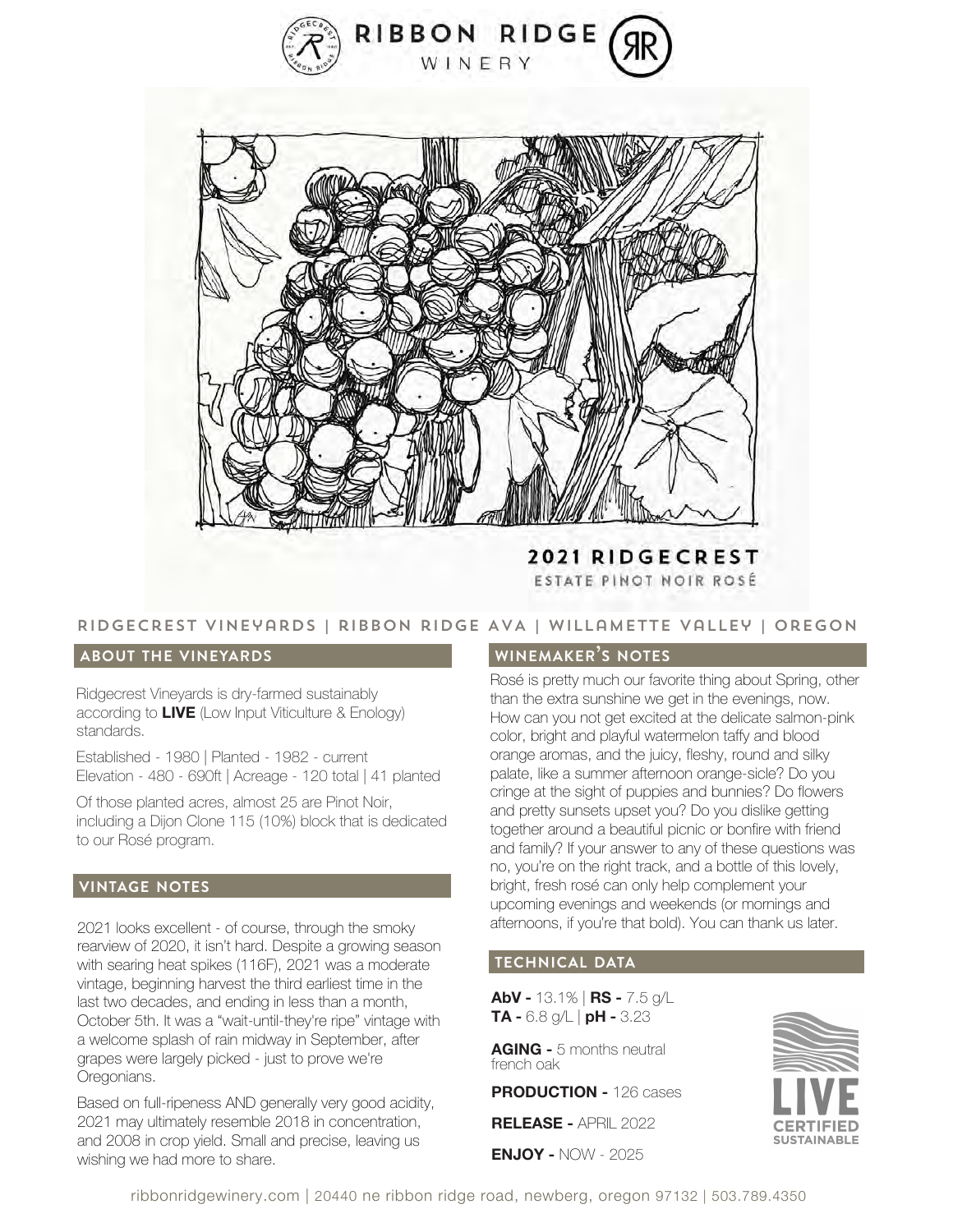# RIBBON RIDGE WINERY

## 2021 RIDGECREST

ESTATE PINOT NOIR ROSÉ

RIDGECREST VINEYARDS | RIBBON RIDGE AVA | WILLAMETTE VALLEY | OREGON

## ABOUT THE VINEYARDS

Ridgecrest Vineyards is dry-farmed sustainably according to **LIVE** (Low Input Viticulture & Enology) standards.

Established - 1980 | Planted - 1982 - current
Elevation - 480 - 690ft | Acreage - 120 total | 41 planted

Of those planted acres, almost 25 are Pinot Noir, including a Dijon Clone 115 (10%) block that is dedicated to our Rosé program.

## VINTAGE NOTES

2021 looks excellent - of course, through the smoky rearview of 2020, it isn't hard. Despite a growing season with searing heat spikes (116F), 2021 was a moderate vintage, beginning harvest the third earliest time in the last two decades, and ending in less than a month, October 5th. It was a "wait-until-they're ripe" vintage with a welcome splash of rain midway in September, after grapes were largely picked - just to prove we're Oregonians.

Based on full-ripeness AND generally very good acidity, 2021 may ultimately resemble 2018 in concentration, and 2008 in crop yield. Small and precise, leaving us wishing we had more to share.

## WINEMAKER'S NOTES

Rosé is pretty much our favorite thing about Spring, other than the extra sunshine we get in the evenings, now. How can you not get excited at the delicate salmon-pink color, bright and playful watermelon taffy and blood orange aromas, and the juicy, fleshy, round and silky palate, like a summer afternoon orange-sicle? Do you cringe at the sight of puppies and bunnies? Do flowers and pretty sunsets upset you? Do you dislike getting together around a beautiful picnic or bonfire with friend and family? If your answer to any of these questions was no, you're on the right track, and a bottle of this lovely, bright, fresh rosé can only help complement your upcoming evenings and weekends (or mornings and afternoons, if you're that bold). You can thank us later.

## TECHNICAL DATA

**AbV -** 13.1% | **RS -** 7.5 g/L
**TA -** 6.8 g/L | **pH -** 3.23

**AGING -** 5 months neutral french oak

**PRODUCTION -** 126 cases

**RELEASE -** APRIL 2022

**ENJOY -** NOW - 2025

LIVE CERTIFIED SUSTAINABLE

ribbonridgewinery.com | 20440 ne ribbon ridge road, newberg, oregon 97132 | 503.789.4350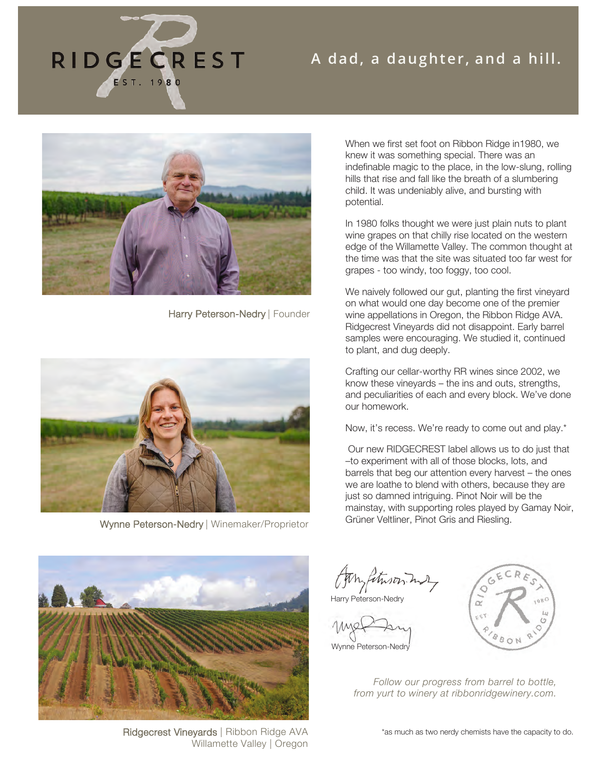# RIDGECREST

EST. 1980

## A dad, a daughter, and a hill.

Harry Peterson-Nedry | Founder

Wynne Peterson-Nedry | Winemaker/Proprietor

When we first set foot on Ribbon Ridge in1980, we knew it was something special. There was an indefinable magic to the place, in the low-slung, rolling hills that rise and fall like the breath of a slumbering child. It was undeniably alive, and bursting with potential.

In 1980 folks thought we were just plain nuts to plant wine grapes on that chilly rise located on the western edge of the Willamette Valley. The common thought at the time was that the site was situated too far west for grapes - too windy, too foggy, too cool.

We naively followed our gut, planting the first vineyard on what would one day become one of the premier wine appellations in Oregon, the Ribbon Ridge AVA. Ridgecrest Vineyards did not disappoint. Early barrel samples were encouraging. We studied it, continued to plant, and dug deeply.

Crafting our cellar-worthy RR wines since 2002, we know these vineyards – the ins and outs, strengths, and peculiarities of each and every block. We've done our homework.

Now, it's recess. We're ready to come out and play.*

Our new RIDGECREST label allows us to do just that –to experiment with all of those blocks, lots, and barrels that beg our attention every harvest – the ones we are loathe to blend with others, because they are just so damned intriguing. Pinot Noir will be the mainstay, with supporting roles played by Gamay Noir, Grüner Veltliner, Pinot Gris and Riesling.

Harry Peterson-Nedry

Wynne Peterson-Nedry

RIDGECREST EST 1980 RIBBON RIDGE

Ridgecrest Vineyards | Ribbon Ridge AVA
Willamette Valley | Oregon

*Follow our progress from barrel to bottle, from yurt to winery at ribbonridgewinery.com.*

*as much as two nerdy chemists have the capacity to do.